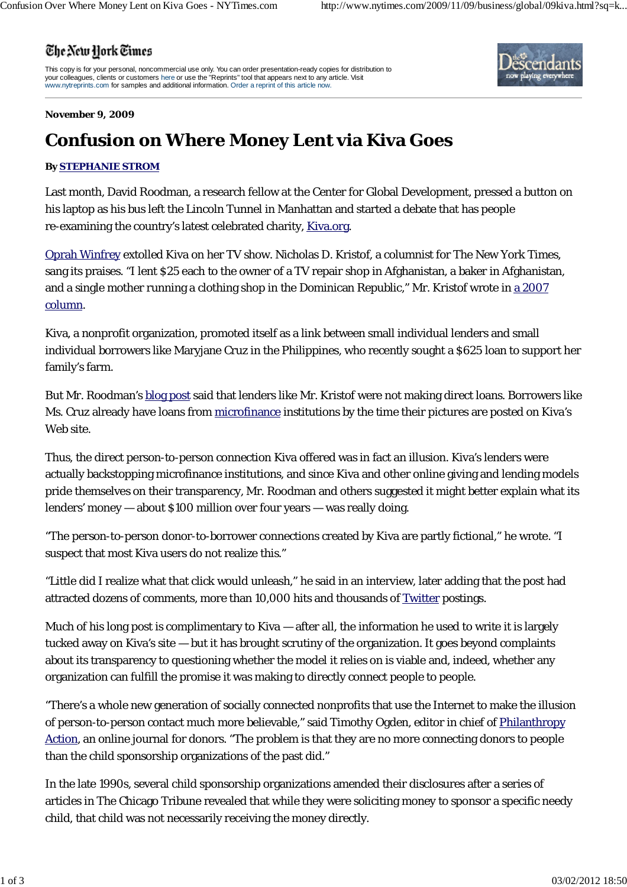**November 9, 2009**

# Confusion on Where Money Lent via Kiva Goes

**By STEPHANIE STROM**

Last month, David Roodman, a research fellow at the Center for Global Development, pressed a button on his laptop as his bus left the Lincoln Tunnel in Manhattan and started a debate that has people re-examining the country's latest celebrated charity, Kiva.org.

Oprah Winfrey extolled Kiva on her TV show. Nicholas D. Kristof, a columnist for The New York Times, sang its praises. "I lent $25 each to the owner of a TV repair shop in Afghanistan, a baker in Afghanistan, and a single mother running a clothing shop in the Dominican Republic," Mr. Kristof wrote in a 2007 column.

Kiva, a nonprofit organization, promoted itself as a link between small individual lenders and small individual borrowers like Maryjane Cruz in the Philippines, who recently sought a $625 loan to support her family's farm.

But Mr. Roodman's blog post said that lenders like Mr. Kristof were not making direct loans. Borrowers like Ms. Cruz already have loans from microfinance institutions by the time their pictures are posted on Kiva's Web site.

Thus, the direct person-to-person connection Kiva offered was in fact an illusion. Kiva's lenders were actually backstopping microfinance institutions, and since Kiva and other online giving and lending models pride themselves on their transparency, Mr. Roodman and others suggested it might better explain what its lenders' money — about $100 million over four years — was really doing.

"The person-to-person donor-to-borrower connections created by Kiva are partly fictional," he wrote. "I suspect that most Kiva users do not realize this."

"Little did I realize what that click would unleash," he said in an interview, later adding that the post had attracted dozens of comments, more than 10,000 hits and thousands of Twitter postings.

Much of his long post is complimentary to Kiva — after all, the information he used to write it is largely tucked away on Kiva's site — but it has brought scrutiny of the organization. It goes beyond complaints about its transparency to questioning whether the model it relies on is viable and, indeed, whether any organization can fulfill the promise it was making to directly connect people to people.

"There's a whole new generation of socially connected nonprofits that use the Internet to make the illusion of person-to-person contact much more believable," said Timothy Ogden, editor in chief of Philanthropy Action, an online journal for donors. "The problem is that they are no more connecting donors to people than the child sponsorship organizations of the past did."

In the late 1990s, several child sponsorship organizations amended their disclosures after a series of articles in The Chicago Tribune revealed that while they were soliciting money to sponsor a specific needy child, that child was not necessarily receiving the money directly.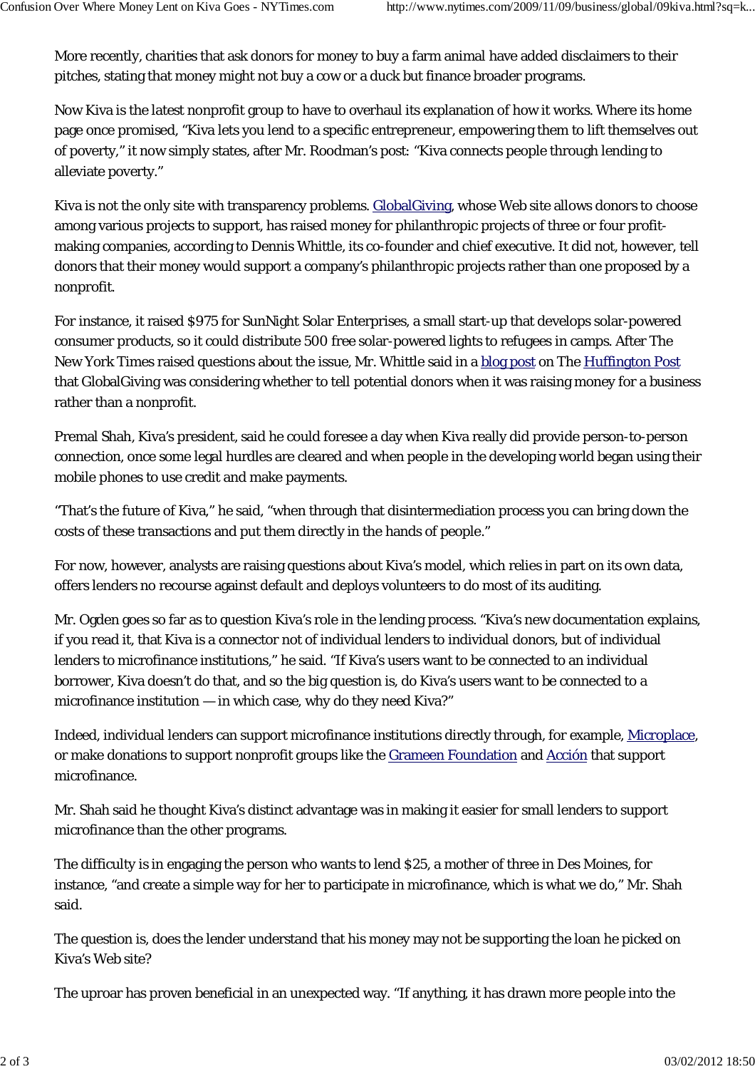More recently, charities that ask donors for money to buy a farm animal have added disclaimers to their pitches, stating that money might not buy a cow or a duck but finance broader programs.

Now Kiva is the latest nonprofit group to have to overhaul its explanation of how it works. Where its home page once promised, “Kiva lets you lend to a specific entrepreneur, empowering them to lift themselves out of poverty,” it now simply states, after Mr. Roodman’s post: “Kiva connects people through lending to alleviate poverty.”

Kiva is not the only site with transparency problems. GlobalGiving, whose Web site allows donors to choose among various projects to support, has raised money for philanthropic projects of three or four profit-making companies, according to Dennis Whittle, its co-founder and chief executive. It did not, however, tell donors that their money would support a company’s philanthropic projects rather than one proposed by a nonprofit.

For instance, it raised $975 for SunNight Solar Enterprises, a small start-up that develops solar-powered consumer products, so it could distribute 500 free solar-powered lights to refugees in camps. After The New York Times raised questions about the issue, Mr. Whittle said in a blog post on The Huffington Post that GlobalGiving was considering whether to tell potential donors when it was raising money for a business rather than a nonprofit.

Premal Shah, Kiva’s president, said he could foresee a day when Kiva really did provide person-to-person connection, once some legal hurdles are cleared and when people in the developing world began using their mobile phones to use credit and make payments.

“That’s the future of Kiva,” he said, “when through that disintermediation process you can bring down the costs of these transactions and put them directly in the hands of people.”

For now, however, analysts are raising questions about Kiva’s model, which relies in part on its own data, offers lenders no recourse against default and deploys volunteers to do most of its auditing.

Mr. Ogden goes so far as to question Kiva’s role in the lending process. “Kiva’s new documentation explains, if you read it, that Kiva is a connector not of individual lenders to individual donors, but of individual lenders to microfinance institutions,” he said. “If Kiva’s users want to be connected to an individual borrower, Kiva doesn’t do that, and so the big question is, do Kiva’s users want to be connected to a microfinance institution — in which case, why do they need Kiva?”

Indeed, individual lenders can support microfinance institutions directly through, for example, Microplace, or make donations to support nonprofit groups like the Grameen Foundation and Acción that support microfinance.

Mr. Shah said he thought Kiva’s distinct advantage was in making it easier for small lenders to support microfinance than the other programs.

The difficulty is in engaging the person who wants to lend $25, a mother of three in Des Moines, for instance, “and create a simple way for her to participate in microfinance, which is what we do,” Mr. Shah said.

The question is, does the lender understand that his money may not be supporting the loan he picked on Kiva’s Web site?

The uproar has proven beneficial in an unexpected way. “If anything, it has drawn more people into the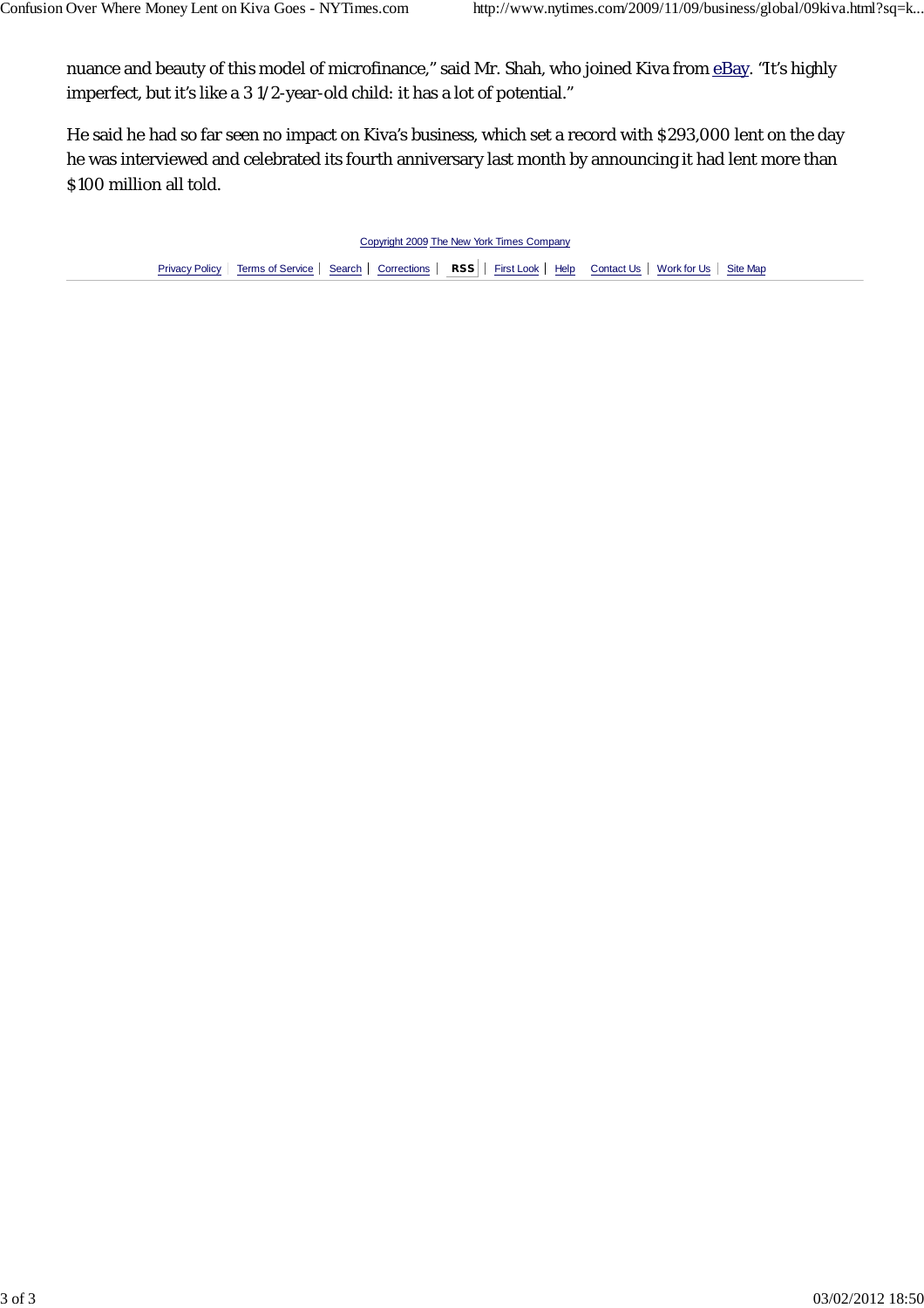nuance and beauty of this model of microfinance," said Mr. Shah, who joined Kiva from eBay. "It's highly imperfect, but it's like a 3 1/2-year-old child: it has a lot of potential."

He said he had so far seen no impact on Kiva's business, which set a record with $293,000 lent on the day he was interviewed and celebrated its fourth anniversary last month by announcing it had lent more than $100 million all told.

Copyright 2009 The New York Times Company

Privacy Policy | Terms of Service | Search | Corrections | RSS | First Look | Help | Contact Us | Work for Us | Site Map